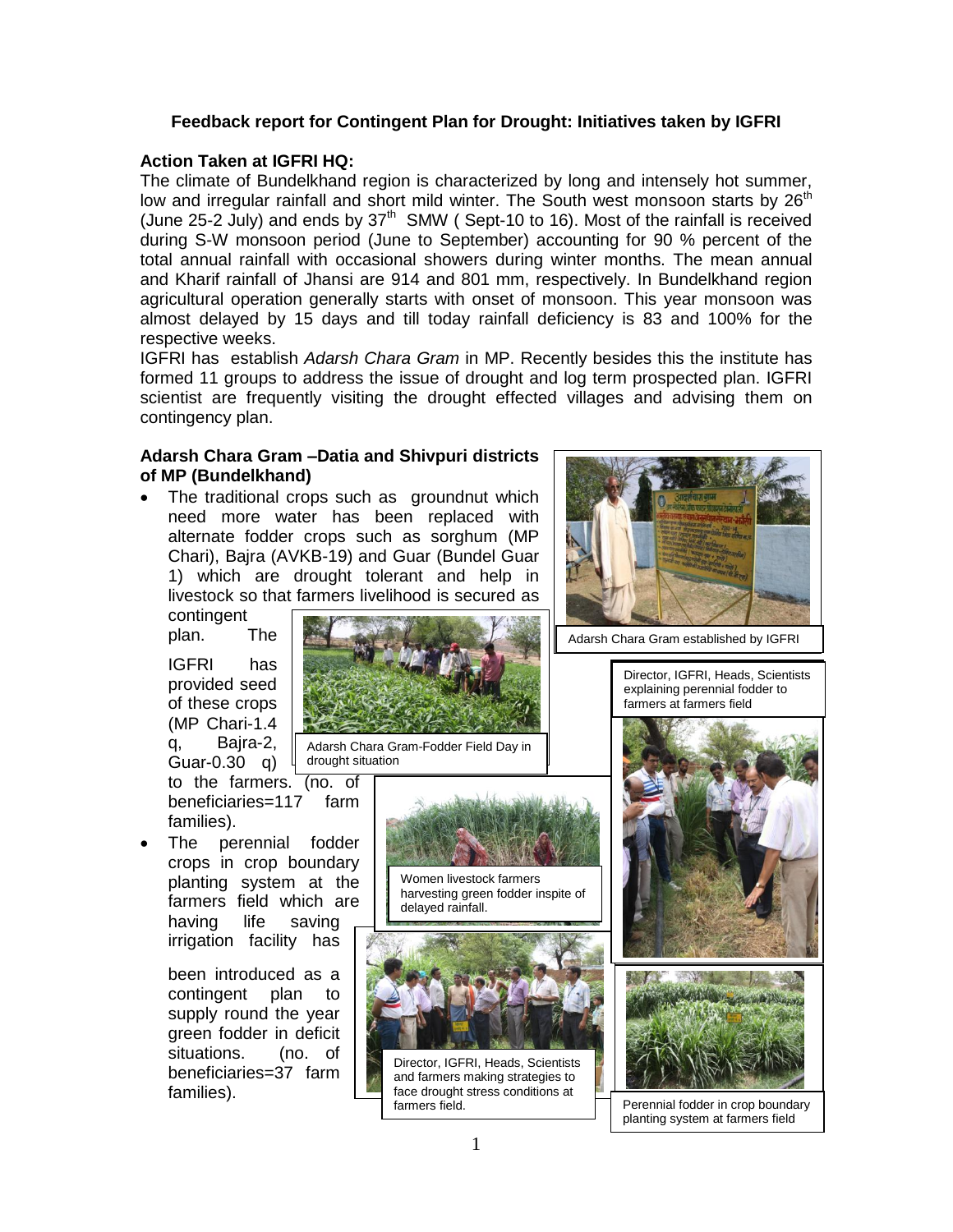## Feedback report for Contingent Plan for Drought: Initiatives taken by IGFRI

### Action Taken at IGFRI HQ:

The climate of Bundelkhand region is characterized by long and intensely hot summer, low and irregular rainfall and short mild winter. The South west monsoon starts by 26[th] (June 25-2 July) and ends by 37[th] SMW ( Sept-10 to 16). Most of the rainfall is received during S-W monsoon period (June to September) accounting for 90 % percent of the total annual rainfall with occasional showers during winter months. The mean annual and Kharif rainfall of Jhansi are 914 and 801 mm, respectively. In Bundelkhand region agricultural operation generally starts with onset of monsoon. This year monsoon was almost delayed by 15 days and till today rainfall deficiency is 83 and 100% for the respective weeks.

IGFRI has establish *Adarsh Chara Gram* in MP. Recently besides this the institute has formed 11 groups to address the issue of drought and log term prospected plan. IGFRI scientist are frequently visiting the drought effected villages and advising them on contingency plan.

### Adarsh Chara Gram –Datia and Shivpuri districts of MP (Bundelkhand)

- The traditional crops such as groundnut which need more water has been replaced with alternate fodder crops such as sorghum (MP Chari), Bajra (AVKB-19) and Guar (Bundel Guar 1) which are drought tolerant and help in livestock so that farmers livelihood is secured as contingent plan. The IGFRI has provided seed of these crops (MP Chari-1.4 q, Bajra-2, Guar-0.30 q) to the farmers. (no. of beneficiaries=117 farm families).
- The perennial fodder crops in crop boundary planting system at the farmers field which are having life saving irrigation facility has been introduced as a contingent plan to supply round the year green fodder in deficit situations. (no. of beneficiaries=37 farm families).

Adarsh Chara Gram established by IGFRI

Adarsh Chara Gram-Fodder Field Day in drought situation

Director, IGFRI, Heads, Scientists explaining perennial fodder to farmers at farmers field

Women livestock farmers harvesting green fodder inspite of delayed rainfall.

Director, IGFRI, Heads, Scientists and farmers making strategies to face drought stress conditions at farmers field.

Perennial fodder in crop boundary planting system at farmers field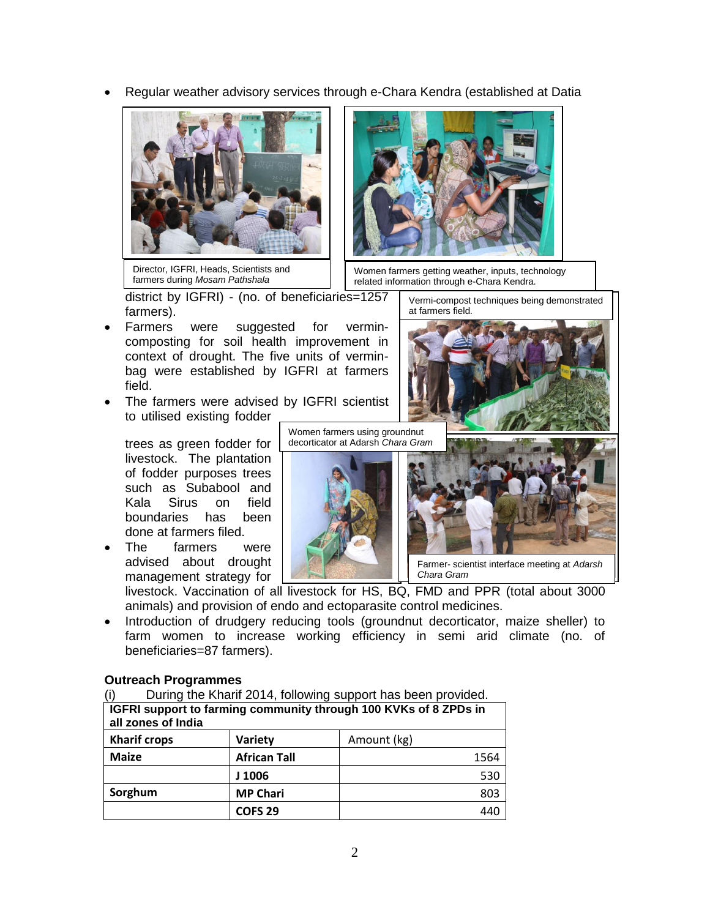- Regular weather advisory services through e-Chara Kendra (established at Datia district by IGFRI) - (no. of beneficiaries=1257 farmers).

Director, IGFRI, Heads, Scientists and farmers during *Mosam Pathshala*

Women farmers getting weather, inputs, technology related information through e-Chara Kendra.

Vermi-compost techniques being demonstrated at farmers field.

- Farmers were suggested for vermin-composting for soil health improvement in context of drought. The five units of vermin-bag were established by IGFRI at farmers field.
- The farmers were advised by IGFRI scientist to utilised existing fodder trees as green fodder for livestock. The plantation of fodder purposes trees such as Subabool and Kala Sirus on field boundaries has been done at farmers filed.
- The farmers were advised about drought management strategy for livestock. Vaccination of all livestock for HS, BQ, FMD and PPR (total about 3000 animals) and provision of endo and ectoparasite control medicines.

Women farmers using groundnut decorticator at Adarsh *Chara Gram*

Farmer- scientist interface meeting at *Adarsh Chara Gram*

- Introduction of drudgery reducing tools (groundnut decorticator, maize sheller) to farm women to increase working efficiency in semi arid climate (no. of beneficiaries=87 farmers).

### Outreach Programmes

(i) During the Kharif 2014, following support has been provided.

| **IGFRI support to farming community through 100 KVKs of 8 ZPDs in all zones of India** | | |
|---|---|---|
| **Kharif crops** | **Variety** | Amount (kg) |
| **Maize** | **African Tall** | 1564 |
| | **J 1006** | 530 |
| **Sorghum** | **MP Chari** | 803 |
| | **COFS 29** | 440 |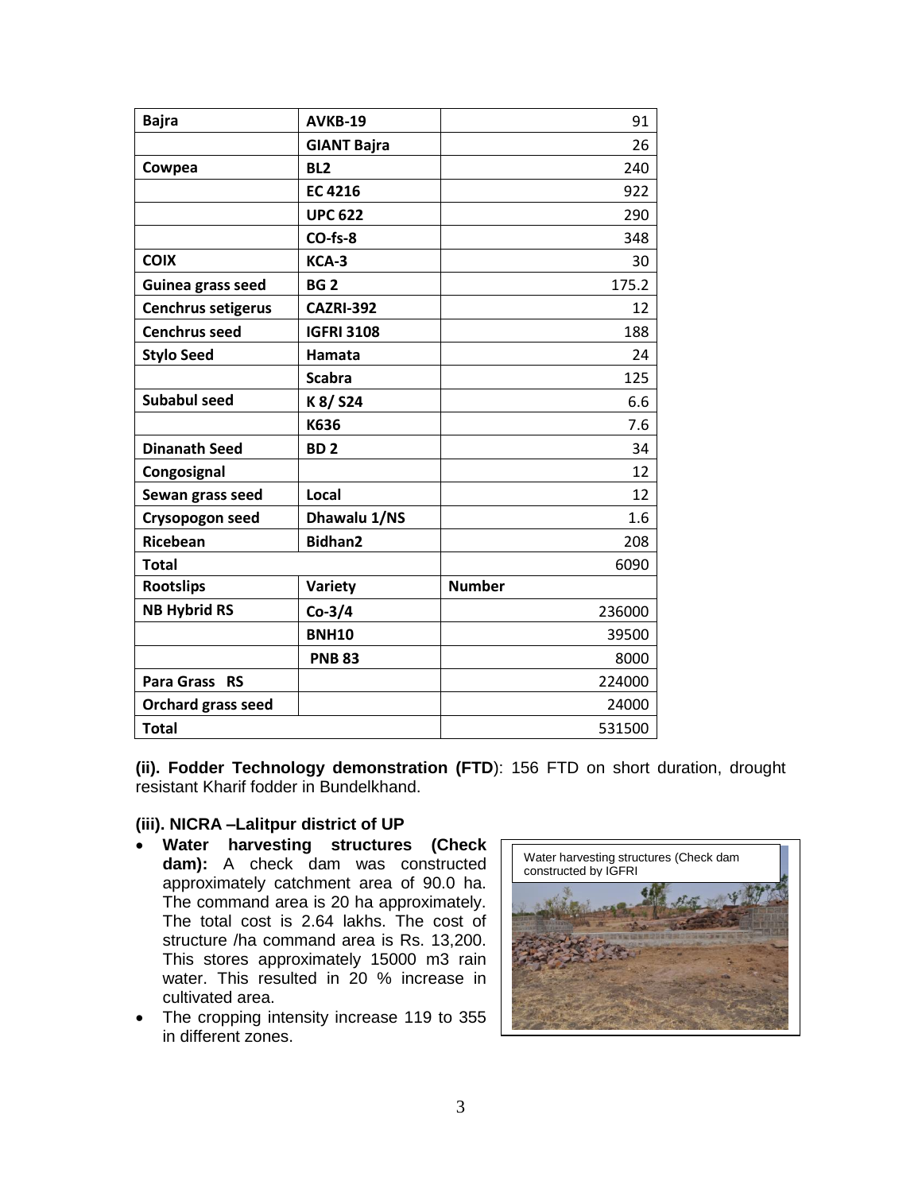| Bajra | AVKB-19 | 91 |
|---|---|---|
| | GIANT Bajra | 26 |
| Cowpea | BL2 | 240 |
| | EC 4216 | 922 |
| | UPC 622 | 290 |
| | CO-fs-8 | 348 |
| COIX | KCA-3 | 30 |
| Guinea grass seed | BG 2 | 175.2 |
| Cenchrus setigerus | CAZRI-392 | 12 |
| Cenchrus seed | IGFRI 3108 | 188 |
| Stylo Seed | Hamata | 24 |
| | Scabra | 125 |
| Subabul seed | K 8/ S24 | 6.6 |
| | K636 | 7.6 |
| Dinanath Seed | BD 2 | 34 |
| Congosignal | | 12 |
| Sewan grass seed | Local | 12 |
| Crysopogon seed | Dhawalu 1/NS | 1.6 |
| Ricebean | Bidhan2 | 208 |
| **Total** | | 6090 |
| **Rootslips** | **Variety** | **Number** |
| NB Hybrid RS | Co-3/4 | 236000 |
| | BNH10 | 39500 |
| | PNB 83 | 8000 |
| Para Grass RS | | 224000 |
| Orchard grass seed | | 24000 |
| **Total** | | 531500 |

**(ii). Fodder Technology demonstration (FTD**): 156 FTD on short duration, drought resistant Kharif fodder in Bundelkhand.

**(iii). NICRA –Lalitpur district of UP**

- **Water harvesting structures (Check dam):** A check dam was constructed approximately catchment area of 90.0 ha. The command area is 20 ha approximately. The total cost is 2.64 lakhs. The cost of structure /ha command area is Rs. 13,200. This stores approximately 15000 m3 rain water. This resulted in 20 % increase in cultivated area.
- The cropping intensity increase 119 to 355 in different zones.

Water harvesting structures (Check dam constructed by IGFRI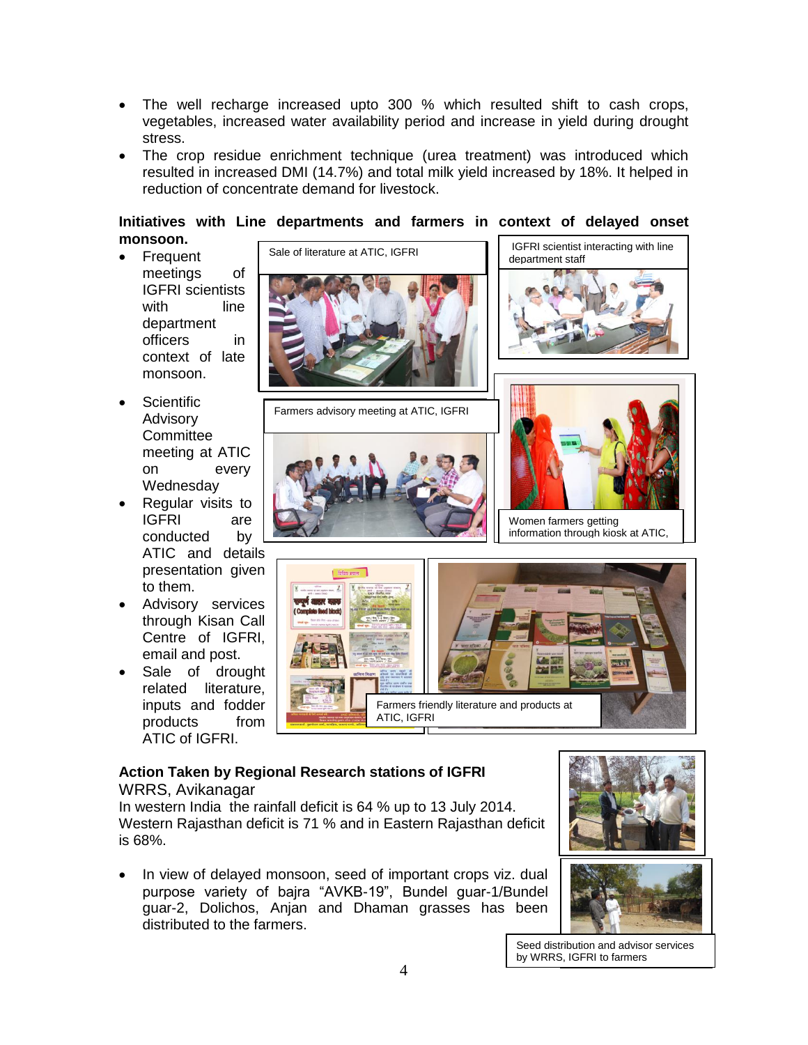- The well recharge increased upto 300 % which resulted shift to cash crops, vegetables, increased water availability period and increase in yield during drought stress.
- The crop residue enrichment technique (urea treatment) was introduced which resulted in increased DMI (14.7%) and total milk yield increased by 18%. It helped in reduction of concentrate demand for livestock.

**Initiatives with Line departments and farmers in context of delayed onset monsoon.**

- Frequent meetings of IGFRI scientists with line department officers in context of late monsoon.
- Scientific Advisory Committee meeting at ATIC on every Wednesday
- Regular visits to IGFRI are conducted by ATIC and details presentation given to them.
- Advisory services through Kisan Call Centre of IGFRI, email and post.
- Sale of drought related literature, inputs and fodder products from ATIC of IGFRI.

Sale of literature at ATIC, IGFRI

IGFRI scientist interacting with line department staff

Farmers advisory meeting at ATIC, IGFRI

Women farmers getting information through kiosk at ATIC,

Farmers friendly literature and products at ATIC, IGFRI

**Action Taken by Regional Research stations of IGFRI**

WRRS, Avikanagar

In western India the rainfall deficit is 64 % up to 13 July 2014. Western Rajasthan deficit is 71 % and in Eastern Rajasthan deficit is 68%.

- In view of delayed monsoon, seed of important crops viz. dual purpose variety of bajra "AVKB-19", Bundel guar-1/Bundel guar-2, Dolichos, Anjan and Dhaman grasses has been distributed to the farmers.

Seed distribution and advisor services by WRRS, IGFRI to farmers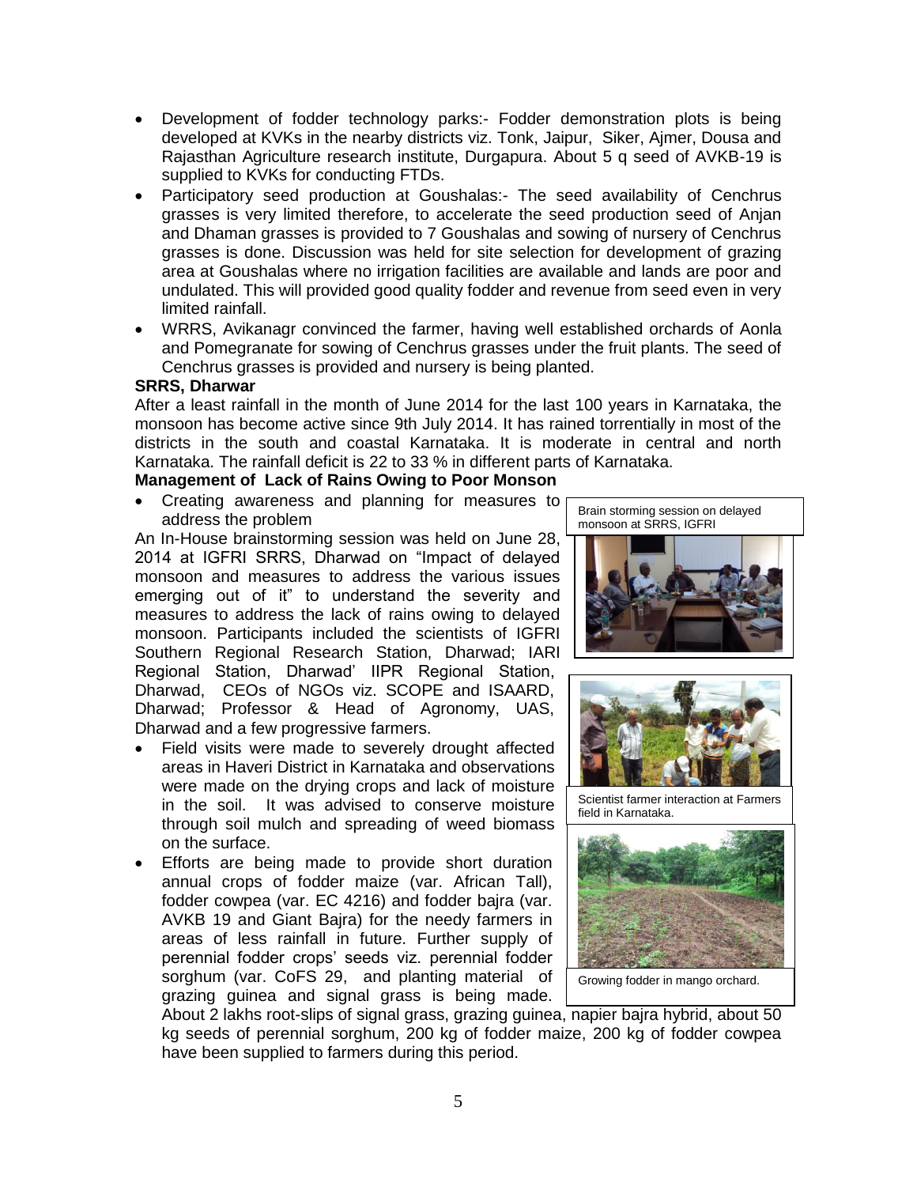- Development of fodder technology parks:- Fodder demonstration plots is being developed at KVKs in the nearby districts viz. Tonk, Jaipur, Siker, Ajmer, Dousa and Rajasthan Agriculture research institute, Durgapura. About 5 q seed of AVKB-19 is supplied to KVKs for conducting FTDs.
- Participatory seed production at Goushalas:- The seed availability of Cenchrus grasses is very limited therefore, to accelerate the seed production seed of Anjan and Dhaman grasses is provided to 7 Goushalas and sowing of nursery of Cenchrus grasses is done. Discussion was held for site selection for development of grazing area at Goushalas where no irrigation facilities are available and lands are poor and undulated. This will provided good quality fodder and revenue from seed even in very limited rainfall.
- WRRS, Avikanagr convinced the farmer, having well established orchards of Aonla and Pomegranate for sowing of Cenchrus grasses under the fruit plants. The seed of Cenchrus grasses is provided and nursery is being planted.

**SRRS, Dharwar**

After a least rainfall in the month of June 2014 for the last 100 years in Karnataka, the monsoon has become active since 9th July 2014. It has rained torrentially in most of the districts in the south and coastal Karnataka. It is moderate in central and north Karnataka. The rainfall deficit is 22 to 33 % in different parts of Karnataka.

**Management of Lack of Rains Owing to Poor Monson**

- Creating awareness and planning for measures to address the problem

An In-House brainstorming session was held on June 28, 2014 at IGFRI SRRS, Dharwad on "Impact of delayed monsoon and measures to address the various issues emerging out of it" to understand the severity and measures to address the lack of rains owing to delayed monsoon. Participants included the scientists of IGFRI Southern Regional Research Station, Dharwad; IARI Regional Station, Dharwad' IIPR Regional Station, Dharwad, CEOs of NGOs viz. SCOPE and ISAARD, Dharwad; Professor & Head of Agronomy, UAS, Dharwad and a few progressive farmers.

Brain storming session on delayed monsoon at SRRS, IGFRI

- Field visits were made to severely drought affected areas in Haveri District in Karnataka and observations were made on the drying crops and lack of moisture in the soil. It was advised to conserve moisture through soil mulch and spreading of weed biomass on the surface.
- Efforts are being made to provide short duration annual crops of fodder maize (var. African Tall), fodder cowpea (var. EC 4216) and fodder bajra (var. AVKB 19 and Giant Bajra) for the needy farmers in areas of less rainfall in future. Further supply of perennial fodder crops' seeds viz. perennial fodder sorghum (var. CoFS 29, and planting material of grazing guinea and signal grass is being made. About 2 lakhs root-slips of signal grass, grazing guinea, napier bajra hybrid, about 50 kg seeds of perennial sorghum, 200 kg of fodder maize, 200 kg of fodder cowpea have been supplied to farmers during this period.

Scientist farmer interaction at Farmers field in Karnataka.

Growing fodder in mango orchard.